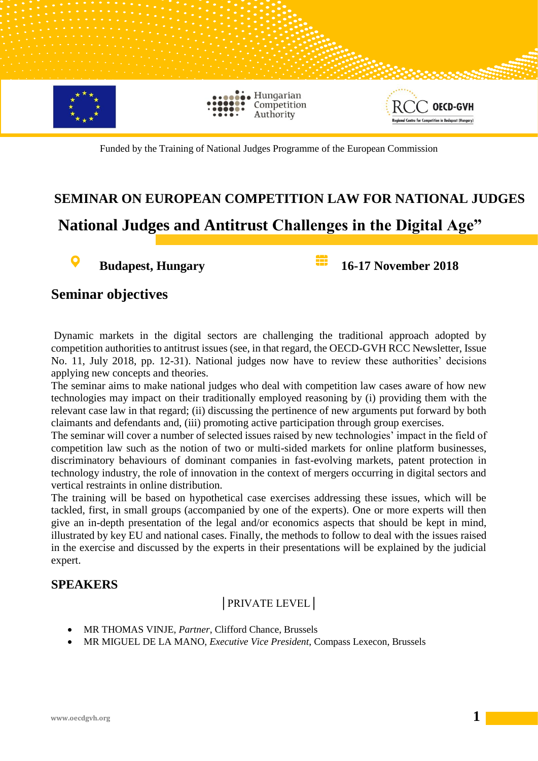Hungarian Competition Authority

RCC OECD-GVH Regional Centre for Competition in Budapest (Hungary)

Funded by the Training of National Judges Programme of the European Commission

# SEMINAR ON EUROPEAN COMPETITION LAW FOR NATIONAL JUDGES

## National Judges and Antitrust Challenges in the Digital Age"

**Budapest, Hungary** **16-17 November 2018**

## Seminar objectives

Dynamic markets in the digital sectors are challenging the traditional approach adopted by competition authorities to antitrust issues (see, in that regard, the OECD-GVH RCC Newsletter, Issue No. 11, July 2018, pp. 12-31). National judges now have to review these authorities' decisions applying new concepts and theories.

The seminar aims to make national judges who deal with competition law cases aware of how new technologies may impact on their traditionally employed reasoning by (i) providing them with the relevant case law in that regard; (ii) discussing the pertinence of new arguments put forward by both claimants and defendants and, (iii) promoting active participation through group exercises.

The seminar will cover a number of selected issues raised by new technologies' impact in the field of competition law such as the notion of two or multi-sided markets for online platform businesses, discriminatory behaviours of dominant companies in fast-evolving markets, patent protection in technology industry, the role of innovation in the context of mergers occurring in digital sectors and vertical restraints in online distribution.

The training will be based on hypothetical case exercises addressing these issues, which will be tackled, first, in small groups (accompanied by one of the experts). One or more experts will then give an in-depth presentation of the legal and/or economics aspects that should be kept in mind, illustrated by key EU and national cases. Finally, the methods to follow to deal with the issues raised in the exercise and discussed by the experts in their presentations will be explained by the judicial expert.

## SPEAKERS

PRIVATE LEVEL

- MR THOMAS VINJE, *Partner*, Clifford Chance, Brussels
- MR MIGUEL DE LA MANO, *Executive Vice President*, Compass Lexecon, Brussels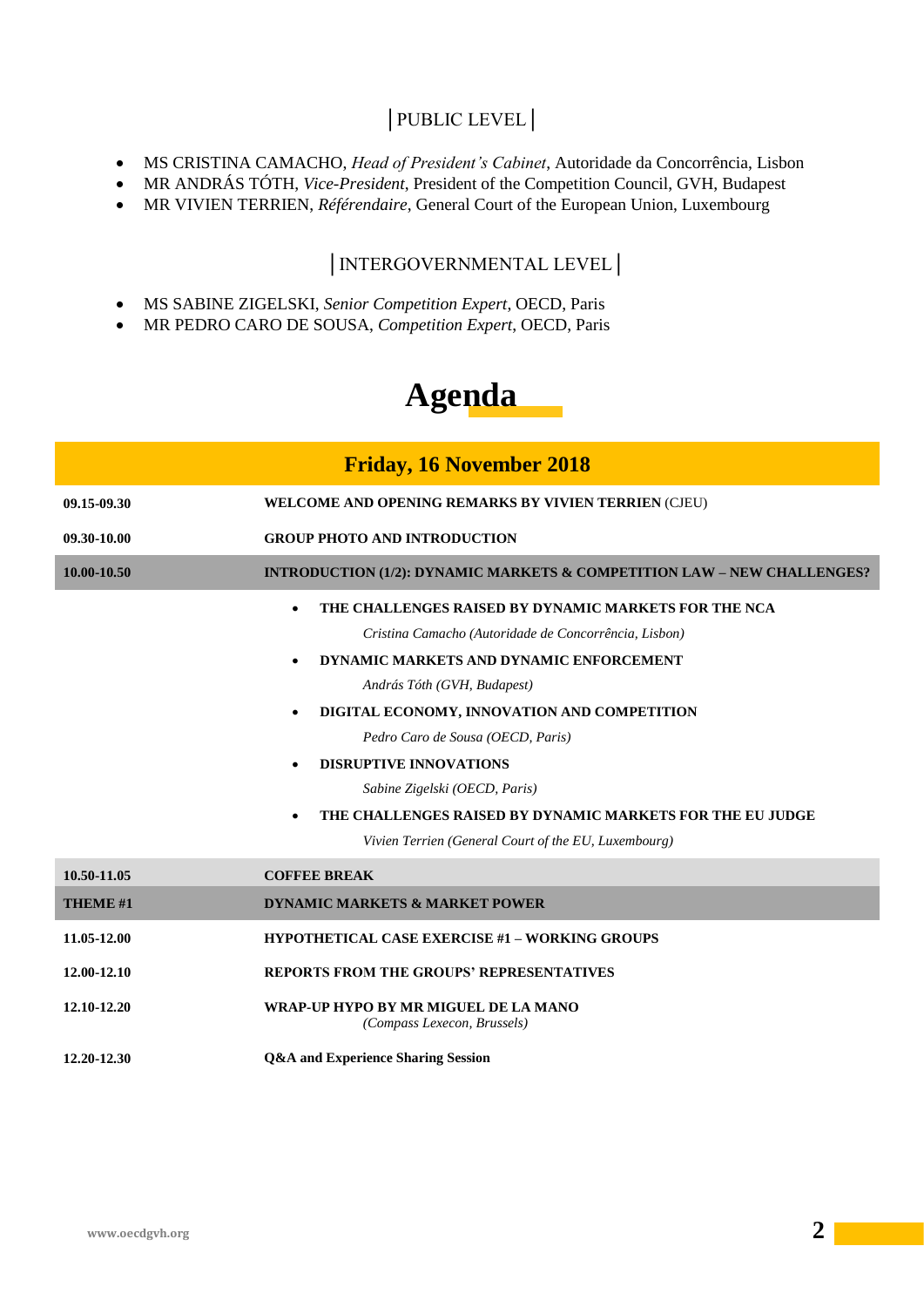## | PUBLIC LEVEL |

- MS CRISTINA CAMACHO, *Head of President's Cabinet*, Autoridade da Concorrência, Lisbon
- MR ANDRÁS TÓTH, *Vice-President*, President of the Competition Council, GVH, Budapest
- MR VIVIEN TERRIEN, *Référendaire*, General Court of the European Union, Luxembourg

## | INTERGOVERNMENTAL LEVEL |

- MS SABINE ZIGELSKI, *Senior Competition Expert*, OECD, Paris
- MR PEDRO CARO DE SOUSA, *Competition Expert*, OECD, Paris

# Agenda

| Friday, 16 November 2018 | |
|---|---|
| **09.15-09.30** | **WELCOME AND OPENING REMARKS BY VIVIEN TERRIEN** (CJEU) |
| **09.30-10.00** | **GROUP PHOTO AND INTRODUCTION** |
| **10.00-10.50** | **INTRODUCTION (1/2): DYNAMIC MARKETS & COMPETITION LAW – NEW CHALLENGES?** |
| | • **THE CHALLENGES RAISED BY DYNAMIC MARKETS FOR THE NCA** *Cristina Camacho (Autoridade de Concorrência, Lisbon)* <br> • **DYNAMIC MARKETS AND DYNAMIC ENFORCEMENT** *András Tóth (GVH, Budapest)* <br> • **DIGITAL ECONOMY, INNOVATION AND COMPETITION** *Pedro Caro de Sousa (OECD, Paris)* <br> • **DISRUPTIVE INNOVATIONS** *Sabine Zigelski (OECD, Paris)* <br> • **THE CHALLENGES RAISED BY DYNAMIC MARKETS FOR THE EU JUDGE** *Vivien Terrien (General Court of the EU, Luxembourg)* |
| **10.50-11.05** | **COFFEE BREAK** |
| **THEME #1** | **DYNAMIC MARKETS & MARKET POWER** |
| **11.05-12.00** | **HYPOTHETICAL CASE EXERCISE #1 – WORKING GROUPS** |
| **12.00-12.10** | **REPORTS FROM THE GROUPS' REPRESENTATIVES** |
| **12.10-12.20** | **WRAP-UP HYPO BY MR MIGUEL DE LA MANO** *(Compass Lexecon, Brussels)* |
| **12.20-12.30** | **Q&A and Experience Sharing Session** |

www.oecdgvh.org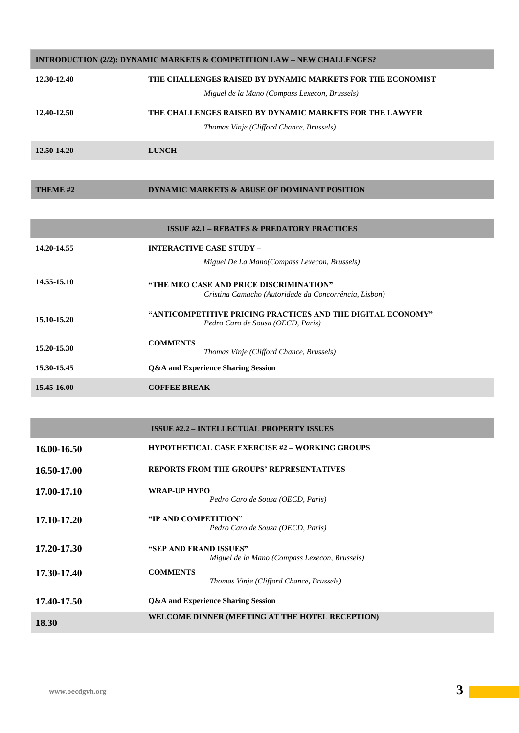| | |
|---|---|
| **INTRODUCTION (2/2): DYNAMIC MARKETS & COMPETITION LAW – NEW CHALLENGES?** | |
| **12.30-12.40** | **THE CHALLENGES RAISED BY DYNAMIC MARKETS FOR THE ECONOMIST**<br>*Miguel de la Mano (Compass Lexecon, Brussels)* |
| **12.40-12.50** | **THE CHALLENGES RAISED BY DYNAMIC MARKETS FOR THE LAWYER**<br>*Thomas Vinje (Clifford Chance, Brussels)* |
| **12.50-14.20** | **LUNCH** |

| | |
|---|---|
| **THEME #2** | **DYNAMIC MARKETS & ABUSE OF DOMINANT POSITION** |

| | |
|---|---|
| | **ISSUE #2.1 – REBATES & PREDATORY PRACTICES** |
| **14.20-14.55** | **INTERACTIVE CASE STUDY –**<br>*Miguel De La Mano(Compass Lexecon, Brussels)* |
| **14.55-15.10** | **"THE MEO CASE AND PRICE DISCRIMINATION"**<br>*Cristina Camacho (Autoridade da Concorrência, Lisbon)* |
| **15.10-15.20** | **"ANTICOMPETITIVE PRICING PRACTICES AND THE DIGITAL ECONOMY"**<br>*Pedro Caro de Sousa (OECD, Paris)* |
| **15.20-15.30** | **COMMENTS**<br>*Thomas Vinje (Clifford Chance, Brussels)* |
| **15.30-15.45** | **Q&A and Experience Sharing Session** |
| **15.45-16.00** | **COFFEE BREAK** |

| | |
|---|---|
| | **ISSUE #2.2 – INTELLECTUAL PROPERTY ISSUES** |
| **16.00-16.50** | **HYPOTHETICAL CASE EXERCISE #2 – WORKING GROUPS** |
| **16.50-17.00** | **REPORTS FROM THE GROUPS' REPRESENTATIVES** |
| **17.00-17.10** | **WRAP-UP HYPO**<br>*Pedro Caro de Sousa (OECD, Paris)* |
| **17.10-17.20** | **"IP AND COMPETITION"**<br>*Pedro Caro de Sousa (OECD, Paris)* |
| **17.20-17.30** | **"SEP AND FRAND ISSUES"**<br>*Miguel de la Mano (Compass Lexecon, Brussels)* |
| **17.30-17.40** | **COMMENTS**<br>*Thomas Vinje (Clifford Chance, Brussels)* |
| **17.40-17.50** | **Q&A and Experience Sharing Session** |
| **18.30** | **WELCOME DINNER (MEETING AT THE HOTEL RECEPTION)** |

www.oecdgvh.org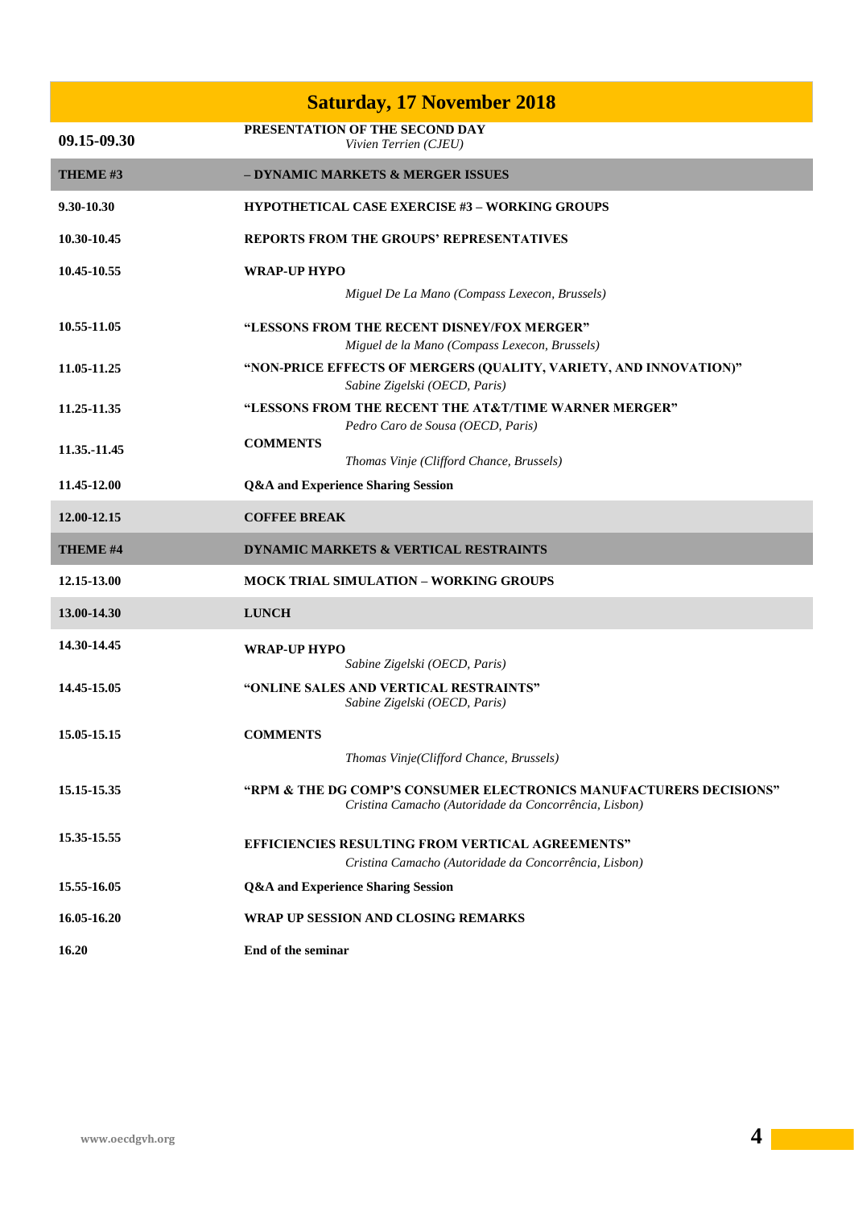| Saturday, 17 November 2018 | |
|---|---|
| **09.15-09.30** | **PRESENTATION OF THE SECOND DAY**<br>*Vivien Terrien (CJEU)* |
| **THEME #3** | **– DYNAMIC MARKETS & MERGER ISSUES** |
| **9.30-10.30** | **HYPOTHETICAL CASE EXERCISE #3 – WORKING GROUPS** |
| **10.30-10.45** | **REPORTS FROM THE GROUPS' REPRESENTATIVES** |
| **10.45-10.55** | **WRAP-UP HYPO**<br>*Miguel De La Mano (Compass Lexecon, Brussels)* |
| **10.55-11.05** | **"LESSONS FROM THE RECENT DISNEY/FOX MERGER"**<br>*Miguel de la Mano (Compass Lexecon, Brussels)* |
| **11.05-11.25** | **"NON-PRICE EFFECTS OF MERGERS (QUALITY, VARIETY, AND INNOVATION)"**<br>*Sabine Zigelski (OECD, Paris)* |
| **11.25-11.35** | **"LESSONS FROM THE RECENT THE AT&T/TIME WARNER MERGER"**<br>*Pedro Caro de Sousa (OECD, Paris)* |
| **11.35.-11.45** | **COMMENTS**<br>*Thomas Vinje (Clifford Chance, Brussels)* |
| **11.45-12.00** | **Q&A and Experience Sharing Session** |
| **12.00-12.15** | **COFFEE BREAK** |
| **THEME #4** | **DYNAMIC MARKETS & VERTICAL RESTRAINTS** |
| **12.15-13.00** | **MOCK TRIAL SIMULATION – WORKING GROUPS** |
| **13.00-14.30** | **LUNCH** |
| **14.30-14.45** | **WRAP-UP HYPO**<br>*Sabine Zigelski (OECD, Paris)* |
| **14.45-15.05** | **"ONLINE SALES AND VERTICAL RESTRAINTS"**<br>*Sabine Zigelski (OECD, Paris)* |
| **15.05-15.15** | **COMMENTS**<br>*Thomas Vinje(Clifford Chance, Brussels)* |
| **15.15-15.35** | **"RPM & THE DG COMP'S CONSUMER ELECTRONICS MANUFACTURERS DECISIONS"**<br>*Cristina Camacho (Autoridade da Concorrência, Lisbon)* |
| **15.35-15.55** | **EFFICIENCIES RESULTING FROM VERTICAL AGREEMENTS"**<br>*Cristina Camacho (Autoridade da Concorrência, Lisbon)* |
| **15.55-16.05** | **Q&A and Experience Sharing Session** |
| **16.05-16.20** | **WRAP UP SESSION AND CLOSING REMARKS** |
| **16.20** | **End of the seminar** |

www.oecdgvh.org